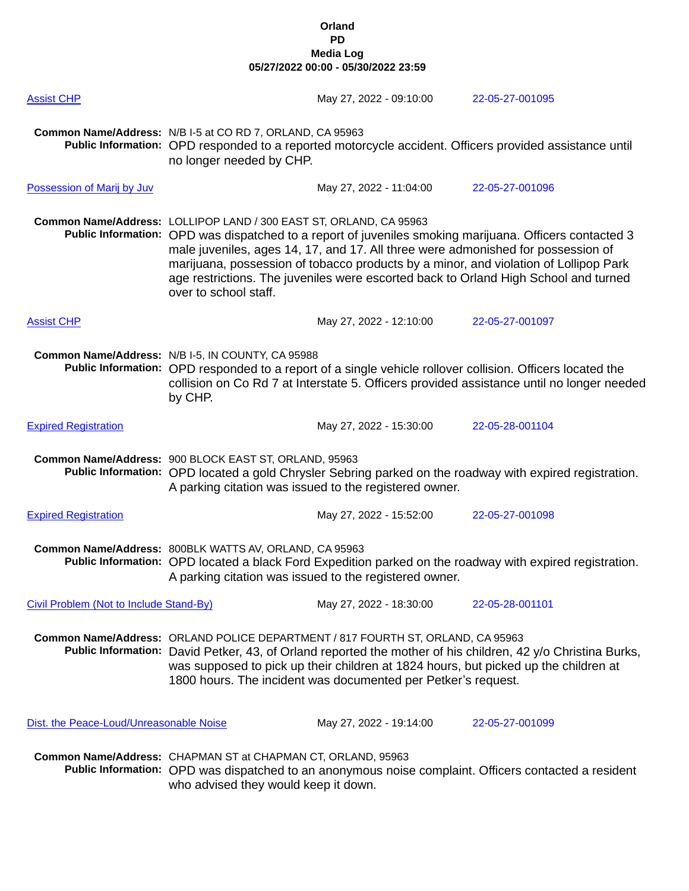**Orland**
**PD**
**Media Log**
**05/27/2022 00:00 - 05/30/2022 23:59**

Assist CHP | May 27, 2022 - 09:10:00 | 22-05-27-001095

**Common Name/Address:** N/B I-5 at CO RD 7, ORLAND, CA 95963
**Public Information:** OPD responded to a reported motorcycle accident. Officers provided assistance until no longer needed by CHP.

Possession of Marij by Juv | May 27, 2022 - 11:04:00 | 22-05-27-001096

**Common Name/Address:** LOLLIPOP LAND / 300 EAST ST, ORLAND, CA 95963
**Public Information:** OPD was dispatched to a report of juveniles smoking marijuana. Officers contacted 3 male juveniles, ages 14, 17, and 17. All three were admonished for possession of marijuana, possession of tobacco products by a minor, and violation of Lollipop Park age restrictions. The juveniles were escorted back to Orland High School and turned over to school staff.

Assist CHP | May 27, 2022 - 12:10:00 | 22-05-27-001097

**Common Name/Address:** N/B I-5, IN COUNTY, CA 95988
**Public Information:** OPD responded to a report of a single vehicle rollover collision. Officers located the collision on Co Rd 7 at Interstate 5. Officers provided assistance until no longer needed by CHP.

Expired Registration | May 27, 2022 - 15:30:00 | 22-05-28-001104

**Common Name/Address:** 900 BLOCK EAST ST, ORLAND, 95963
**Public Information:** OPD located a gold Chrysler Sebring parked on the roadway with expired registration. A parking citation was issued to the registered owner.

Expired Registration | May 27, 2022 - 15:52:00 | 22-05-27-001098

**Common Name/Address:** 800BLK WATTS AV, ORLAND, CA 95963
**Public Information:** OPD located a black Ford Expedition parked on the roadway with expired registration. A parking citation was issued to the registered owner.

Civil Problem (Not to Include Stand-By) | May 27, 2022 - 18:30:00 | 22-05-28-001101

**Common Name/Address:** ORLAND POLICE DEPARTMENT / 817 FOURTH ST, ORLAND, CA 95963
**Public Information:** David Petker, 43, of Orland reported the mother of his children, 42 y/o Christina Burks, was supposed to pick up their children at 1824 hours, but picked up the children at 1800 hours. The incident was documented per Petker's request.

Dist. the Peace-Loud/Unreasonable Noise | May 27, 2022 - 19:14:00 | 22-05-27-001099

**Common Name/Address:** CHAPMAN ST at CHAPMAN CT, ORLAND, 95963
**Public Information:** OPD was dispatched to an anonymous noise complaint. Officers contacted a resident who advised they would keep it down.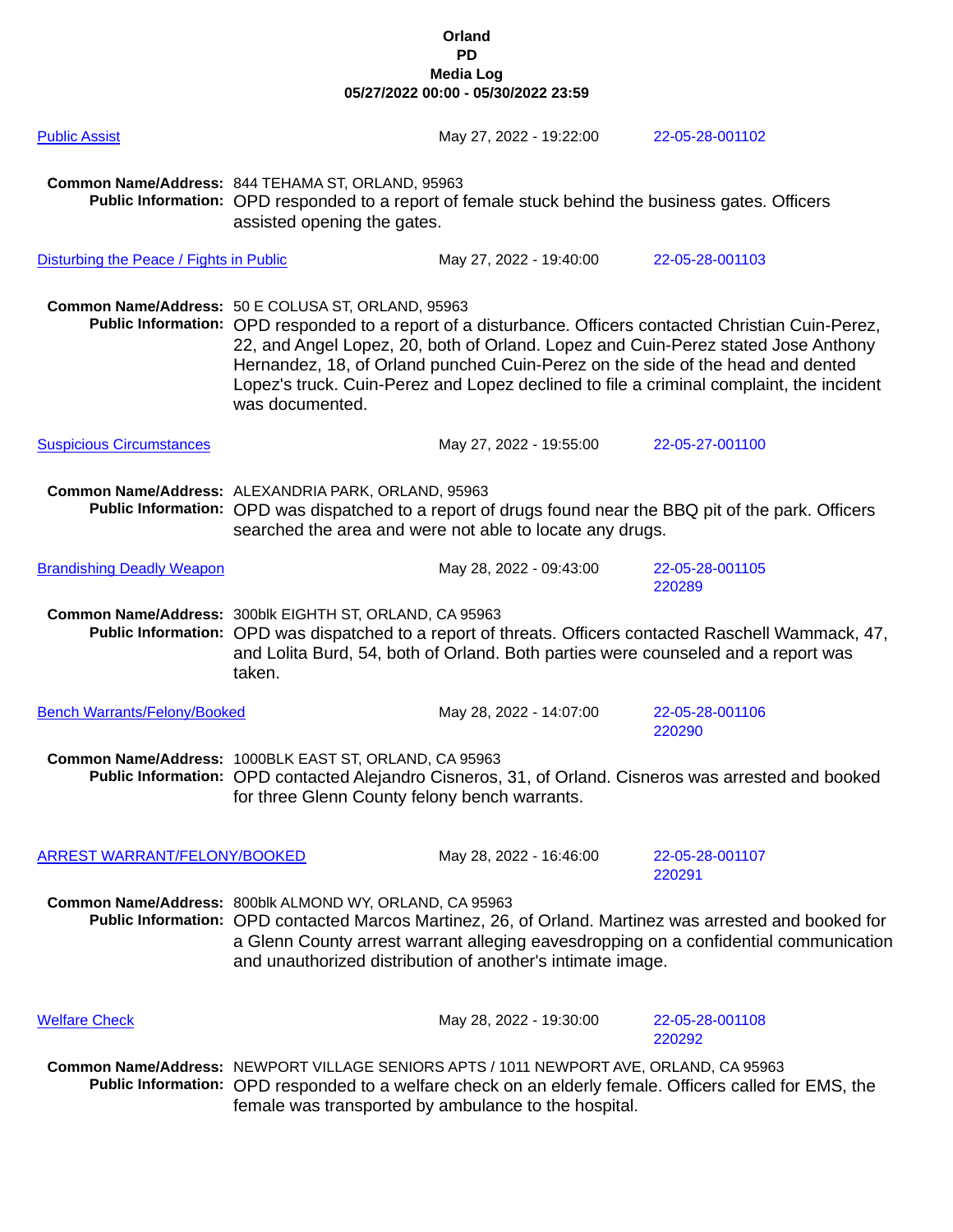**Orland**
**PD**
**Media Log**
**05/27/2022 00:00 - 05/30/2022 23:59**

Public Assist | May 27, 2022 - 19:22:00 | 22-05-28-001102

**Common Name/Address:** 844 TEHAMA ST, ORLAND, 95963
**Public Information:** OPD responded to a report of female stuck behind the business gates. Officers assisted opening the gates.

Disturbing the Peace / Fights in Public | May 27, 2022 - 19:40:00 | 22-05-28-001103

**Common Name/Address:** 50 E COLUSA ST, ORLAND, 95963
**Public Information:** OPD responded to a report of a disturbance. Officers contacted Christian Cuin-Perez, 22, and Angel Lopez, 20, both of Orland. Lopez and Cuin-Perez stated Jose Anthony Hernandez, 18, of Orland punched Cuin-Perez on the side of the head and dented Lopez's truck. Cuin-Perez and Lopez declined to file a criminal complaint, the incident was documented.

Suspicious Circumstances | May 27, 2022 - 19:55:00 | 22-05-27-001100

**Common Name/Address:** ALEXANDRIA PARK, ORLAND, 95963
**Public Information:** OPD was dispatched to a report of drugs found near the BBQ pit of the park. Officers searched the area and were not able to locate any drugs.

Brandishing Deadly Weapon | May 28, 2022 - 09:43:00 | 22-05-28-001105 220289

**Common Name/Address:** 300blk EIGHTH ST, ORLAND, CA 95963
**Public Information:** OPD was dispatched to a report of threats. Officers contacted Raschell Wammack, 47, and Lolita Burd, 54, both of Orland. Both parties were counseled and a report was taken.

Bench Warrants/Felony/Booked | May 28, 2022 - 14:07:00 | 22-05-28-001106 220290

**Common Name/Address:** 1000BLK EAST ST, ORLAND, CA 95963
**Public Information:** OPD contacted Alejandro Cisneros, 31, of Orland. Cisneros was arrested and booked for three Glenn County felony bench warrants.

ARREST WARRANT/FELONY/BOOKED | May 28, 2022 - 16:46:00 | 22-05-28-001107 220291

**Common Name/Address:** 800blk ALMOND WY, ORLAND, CA 95963
**Public Information:** OPD contacted Marcos Martinez, 26, of Orland. Martinez was arrested and booked for a Glenn County arrest warrant alleging eavesdropping on a confidential communication and unauthorized distribution of another's intimate image.

Welfare Check | May 28, 2022 - 19:30:00 | 22-05-28-001108 220292

**Common Name/Address:** NEWPORT VILLAGE SENIORS APTS / 1011 NEWPORT AVE, ORLAND, CA 95963
**Public Information:** OPD responded to a welfare check on an elderly female. Officers called for EMS, the female was transported by ambulance to the hospital.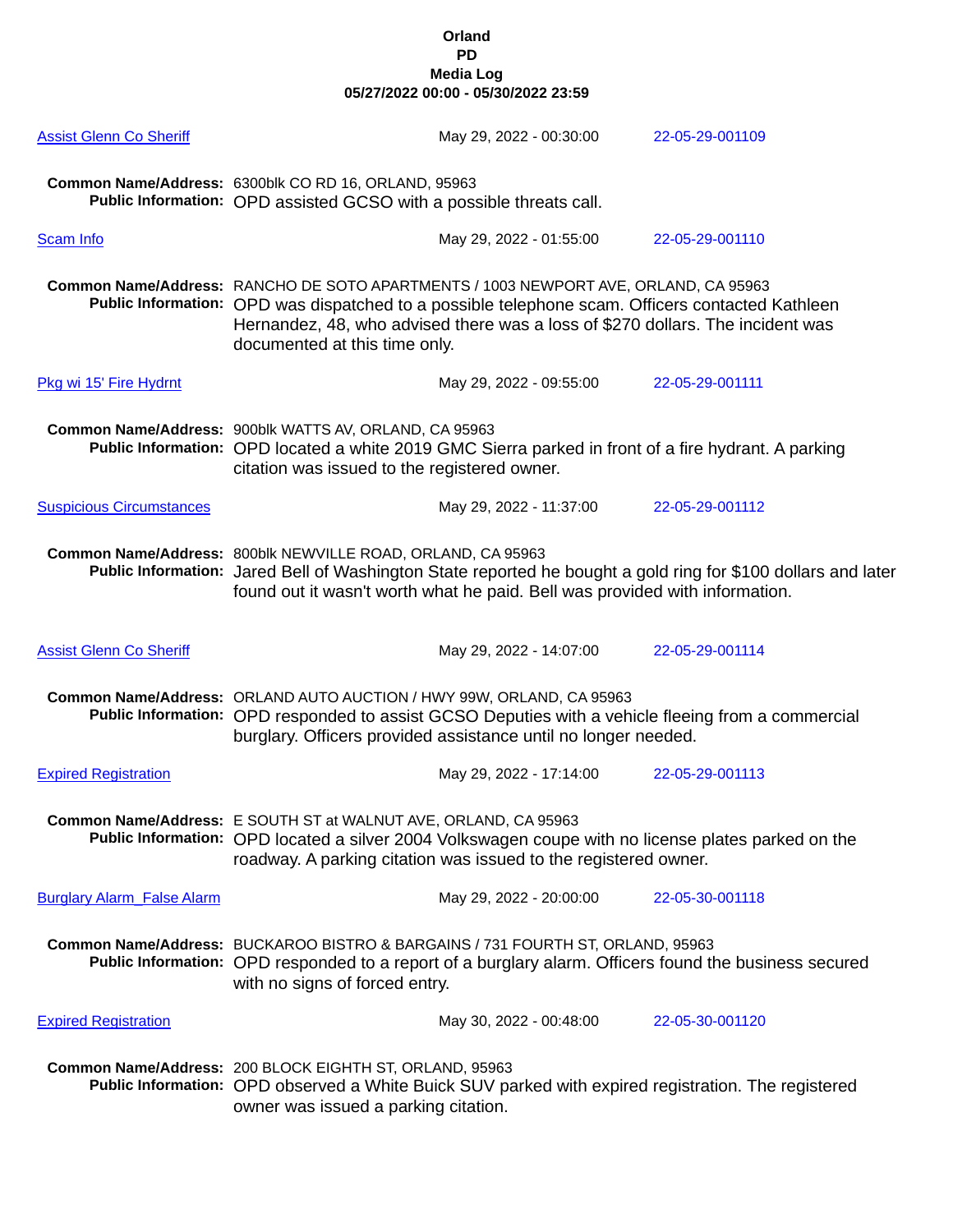**Orland**
**PD**
**Media Log**
**05/27/2022 00:00 - 05/30/2022 23:59**

[Assist Glenn Co Sheriff] May 29, 2022 - 00:30:00 22-05-29-001109

**Common Name/Address:** 6300blk CO RD 16, ORLAND, 95963
**Public Information:** OPD assisted GCSO with a possible threats call.

[Scam Info] May 29, 2022 - 01:55:00 22-05-29-001110

**Common Name/Address:** RANCHO DE SOTO APARTMENTS / 1003 NEWPORT AVE, ORLAND, CA 95963
**Public Information:** OPD was dispatched to a possible telephone scam. Officers contacted Kathleen Hernandez, 48, who advised there was a loss of $270 dollars. The incident was documented at this time only.

[Pkg wi 15' Fire Hydrnt] May 29, 2022 - 09:55:00 22-05-29-001111

**Common Name/Address:** 900blk WATTS AV, ORLAND, CA 95963
**Public Information:** OPD located a white 2019 GMC Sierra parked in front of a fire hydrant. A parking citation was issued to the registered owner.

[Suspicious Circumstances] May 29, 2022 - 11:37:00 22-05-29-001112

**Common Name/Address:** 800blk NEWVILLE ROAD, ORLAND, CA 95963
**Public Information:** Jared Bell of Washington State reported he bought a gold ring for $100 dollars and later found out it wasn't worth what he paid. Bell was provided with information.

[Assist Glenn Co Sheriff] May 29, 2022 - 14:07:00 22-05-29-001114

**Common Name/Address:** ORLAND AUTO AUCTION / HWY 99W, ORLAND, CA 95963
**Public Information:** OPD responded to assist GCSO Deputies with a vehicle fleeing from a commercial burglary. Officers provided assistance until no longer needed.

[Expired Registration] May 29, 2022 - 17:14:00 22-05-29-001113

**Common Name/Address:** E SOUTH ST at WALNUT AVE, ORLAND, CA 95963
**Public Information:** OPD located a silver 2004 Volkswagen coupe with no license plates parked on the roadway. A parking citation was issued to the registered owner.

[Burglary Alarm_False Alarm] May 29, 2022 - 20:00:00 22-05-30-001118

**Common Name/Address:** BUCKAROO BISTRO & BARGAINS / 731 FOURTH ST, ORLAND, 95963
**Public Information:** OPD responded to a report of a burglary alarm. Officers found the business secured with no signs of forced entry.

[Expired Registration] May 30, 2022 - 00:48:00 22-05-30-001120

**Common Name/Address:** 200 BLOCK EIGHTH ST, ORLAND, 95963
**Public Information:** OPD observed a White Buick SUV parked with expired registration. The registered owner was issued a parking citation.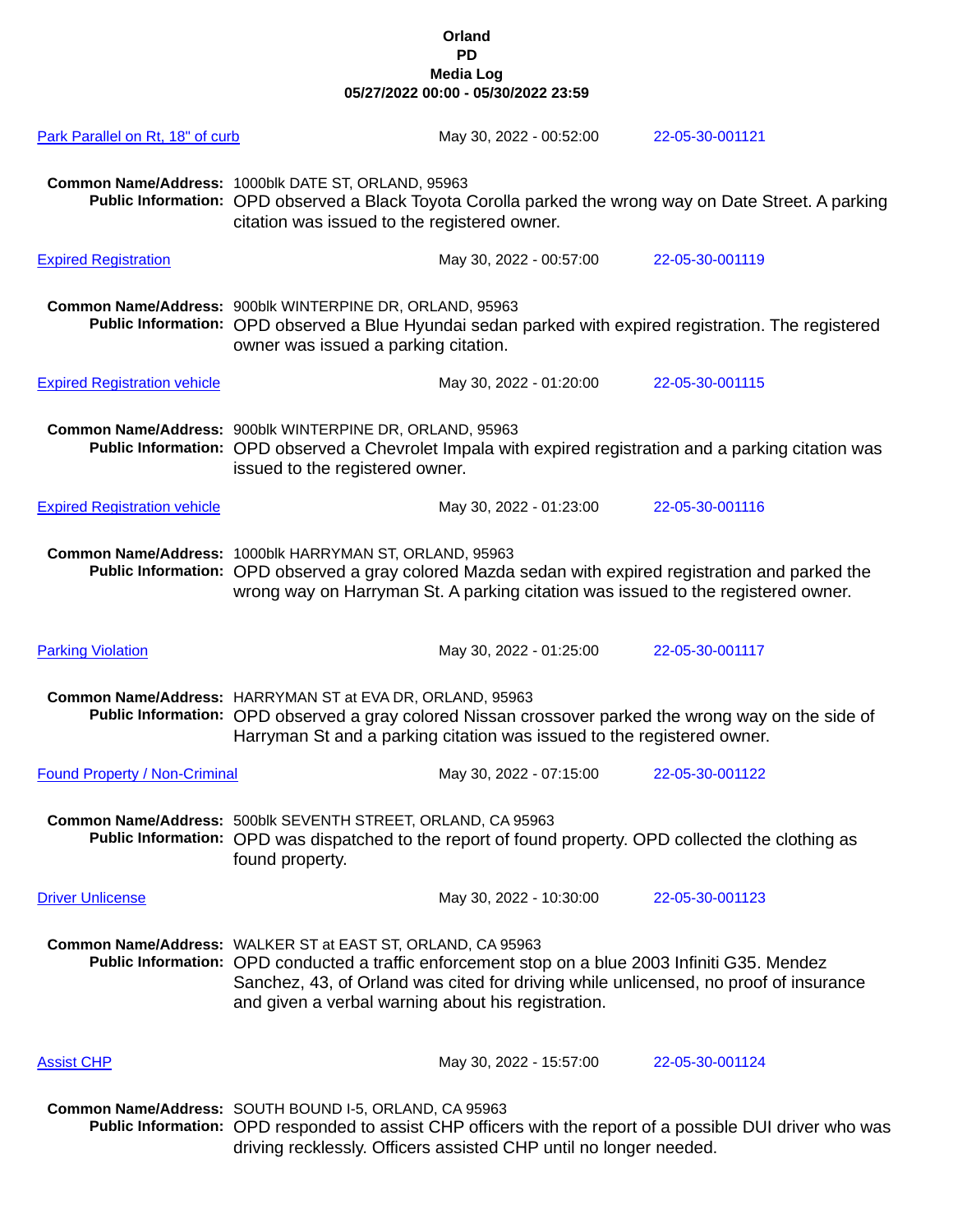**Orland**
**PD**
**Media Log**
**05/27/2022 00:00 - 05/30/2022 23:59**

Park Parallel on Rt, 18" of curb — May 30, 2022 - 00:52:00 — 22-05-30-001121

**Common Name/Address:** 1000blk DATE ST, ORLAND, 95963
**Public Information:** OPD observed a Black Toyota Corolla parked the wrong way on Date Street. A parking citation was issued to the registered owner.

Expired Registration — May 30, 2022 - 00:57:00 — 22-05-30-001119

**Common Name/Address:** 900blk WINTERPINE DR, ORLAND, 95963
**Public Information:** OPD observed a Blue Hyundai sedan parked with expired registration. The registered owner was issued a parking citation.

Expired Registration vehicle — May 30, 2022 - 01:20:00 — 22-05-30-001115

**Common Name/Address:** 900blk WINTERPINE DR, ORLAND, 95963
**Public Information:** OPD observed a Chevrolet Impala with expired registration and a parking citation was issued to the registered owner.

Expired Registration vehicle — May 30, 2022 - 01:23:00 — 22-05-30-001116

**Common Name/Address:** 1000blk HARRYMAN ST, ORLAND, 95963
**Public Information:** OPD observed a gray colored Mazda sedan with expired registration and parked the wrong way on Harryman St. A parking citation was issued to the registered owner.

Parking Violation — May 30, 2022 - 01:25:00 — 22-05-30-001117

**Common Name/Address:** HARRYMAN ST at EVA DR, ORLAND, 95963
**Public Information:** OPD observed a gray colored Nissan crossover parked the wrong way on the side of Harryman St and a parking citation was issued to the registered owner.

Found Property / Non-Criminal — May 30, 2022 - 07:15:00 — 22-05-30-001122

**Common Name/Address:** 500blk SEVENTH STREET, ORLAND, CA 95963
**Public Information:** OPD was dispatched to the report of found property. OPD collected the clothing as found property.

Driver Unlicense — May 30, 2022 - 10:30:00 — 22-05-30-001123

**Common Name/Address:** WALKER ST at EAST ST, ORLAND, CA 95963
**Public Information:** OPD conducted a traffic enforcement stop on a blue 2003 Infiniti G35. Mendez Sanchez, 43, of Orland was cited for driving while unlicensed, no proof of insurance and given a verbal warning about his registration.

Assist CHP — May 30, 2022 - 15:57:00 — 22-05-30-001124

**Common Name/Address:** SOUTH BOUND I-5, ORLAND, CA 95963
**Public Information:** OPD responded to assist CHP officers with the report of a possible DUI driver who was driving recklessly. Officers assisted CHP until no longer needed.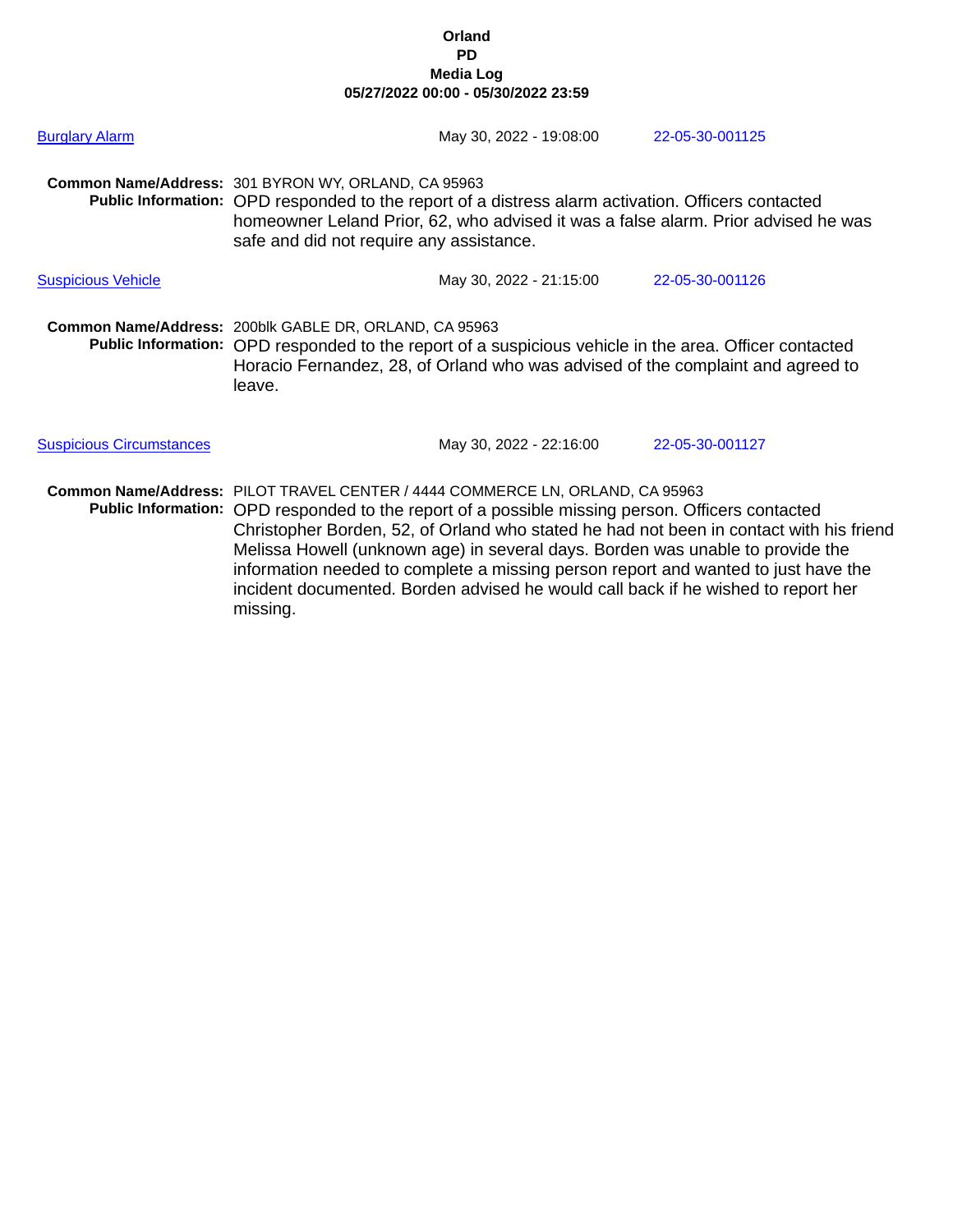**Orland**
**PD**
**Media Log**
**05/27/2022 00:00 - 05/30/2022 23:59**

[Burglary Alarm] May 30, 2022 - 19:08:00 22-05-30-001125

**Common Name/Address:** 301 BYRON WY, ORLAND, CA 95963
**Public Information:** OPD responded to the report of a distress alarm activation. Officers contacted homeowner Leland Prior, 62, who advised it was a false alarm. Prior advised he was safe and did not require any assistance.

[Suspicious Vehicle] May 30, 2022 - 21:15:00 22-05-30-001126

**Common Name/Address:** 200blk GABLE DR, ORLAND, CA 95963
**Public Information:** OPD responded to the report of a suspicious vehicle in the area. Officer contacted Horacio Fernandez, 28, of Orland who was advised of the complaint and agreed to leave.

[Suspicious Circumstances] May 30, 2022 - 22:16:00 22-05-30-001127

**Common Name/Address:** PILOT TRAVEL CENTER / 4444 COMMERCE LN, ORLAND, CA 95963
**Public Information:** OPD responded to the report of a possible missing person. Officers contacted Christopher Borden, 52, of Orland who stated he had not been in contact with his friend Melissa Howell (unknown age) in several days. Borden was unable to provide the information needed to complete a missing person report and wanted to just have the incident documented. Borden advised he would call back if he wished to report her missing.